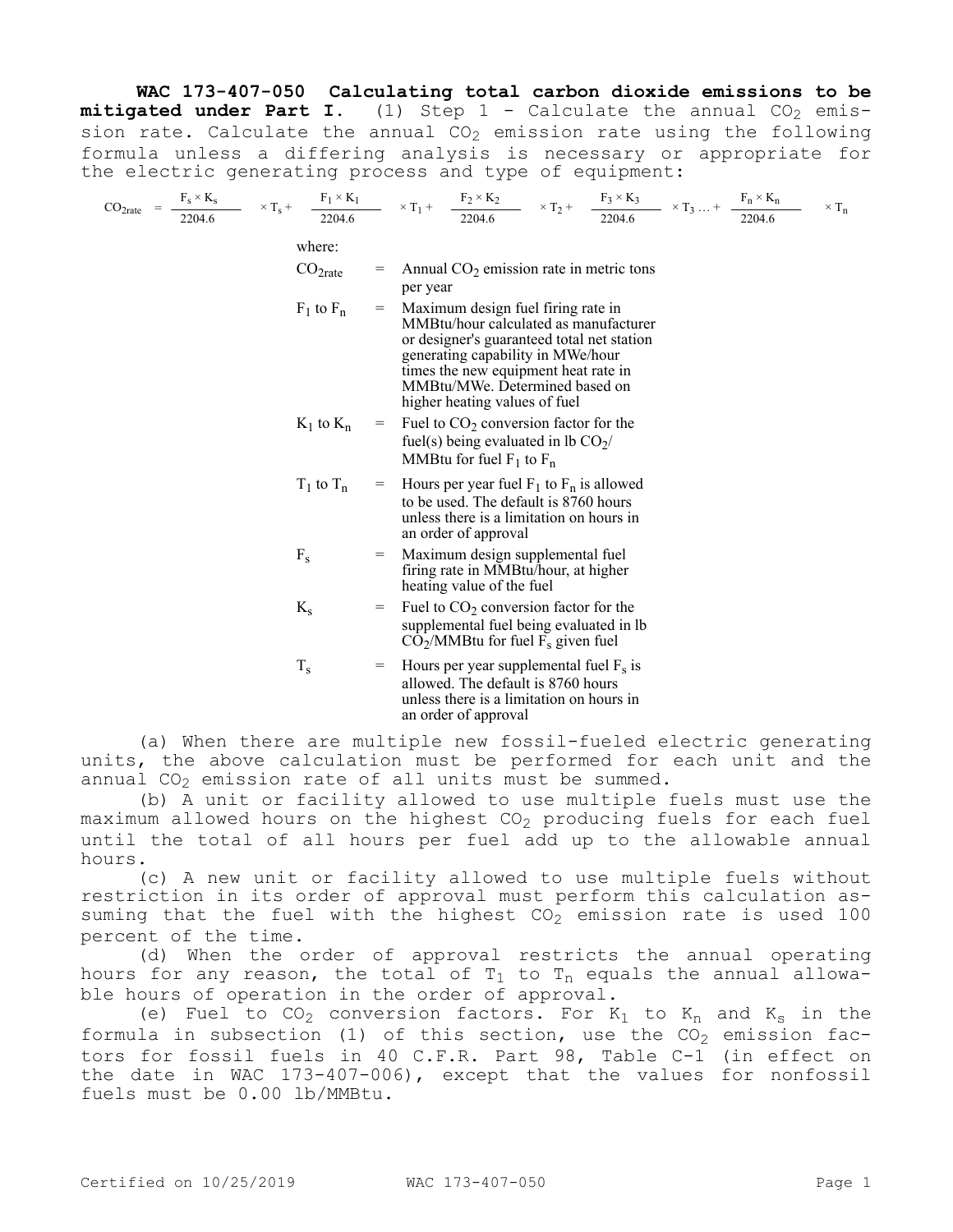**WAC 173-407-050 Calculating total carbon dioxide emissions to be mitigated under Part I.** (1) Step 1 - Calculate the annual $CO_2$ emission rate. Calculate the annual $CO_2$ emission rate using the following formula unless a differing analysis is necessary or appropriate for the electric generating process and type of equipment:

$$CO_{2rate} = \frac{F_s \times K_s}{2204.6} \times T_s + \frac{F_1 \times K_1}{2204.6} \times T_1 + \frac{F_2 \times K_2}{2204.6} \times T_2 + \frac{F_3 \times K_3}{2204.6} \times T_3 \ldots + \frac{F_n \times K_n}{2204.6} \times T_n$$

where:

| | | |
|---|---|---|
| $CO_{2rate}$ | = | Annual $CO_2$ emission rate in metric tons per year |
| $F_1$ to $F_n$ | = | Maximum design fuel firing rate in MMBtu/hour calculated as manufacturer or designer's guaranteed total net station generating capability in MWe/hour times the new equipment heat rate in MMBtu/MWe. Determined based on higher heating values of fuel |
| $K_1$ to $K_n$ | = | Fuel to $CO_2$ conversion factor for the fuel(s) being evaluated in lb $CO_2$/MMBtu for fuel $F_1$ to $F_n$ |
| $T_1$ to $T_n$ | = | Hours per year fuel $F_1$ to $F_n$ is allowed to be used. The default is 8760 hours unless there is a limitation on hours in an order of approval |
| $F_s$ | = | Maximum design supplemental fuel firing rate in MMBtu/hour, at higher heating value of the fuel |
| $K_s$ | = | Fuel to $CO_2$ conversion factor for the supplemental fuel being evaluated in lb $CO_2$/MMBtu for fuel $F_s$ given fuel |
| $T_s$ | = | Hours per year supplemental fuel $F_s$ is allowed. The default is 8760 hours unless there is a limitation on hours in an order of approval |

(a) When there are multiple new fossil-fueled electric generating units, the above calculation must be performed for each unit and the annual $CO_2$ emission rate of all units must be summed.

(b) A unit or facility allowed to use multiple fuels must use the maximum allowed hours on the highest $CO_2$ producing fuels for each fuel until the total of all hours per fuel add up to the allowable annual hours.

(c) A new unit or facility allowed to use multiple fuels without restriction in its order of approval must perform this calculation assuming that the fuel with the highest $CO_2$ emission rate is used 100 percent of the time.

(d) When the order of approval restricts the annual operating hours for any reason, the total of $T_1$ to $T_n$ equals the annual allowable hours of operation in the order of approval.

(e) Fuel to $CO_2$ conversion factors. For $K_1$ to $K_n$ and $K_s$ in the formula in subsection (1) of this section, use the $CO_2$ emission factors for fossil fuels in 40 C.F.R. Part 98, Table C-1 (in effect on the date in WAC 173-407-006), except that the values for nonfossil fuels must be 0.00 lb/MMBtu.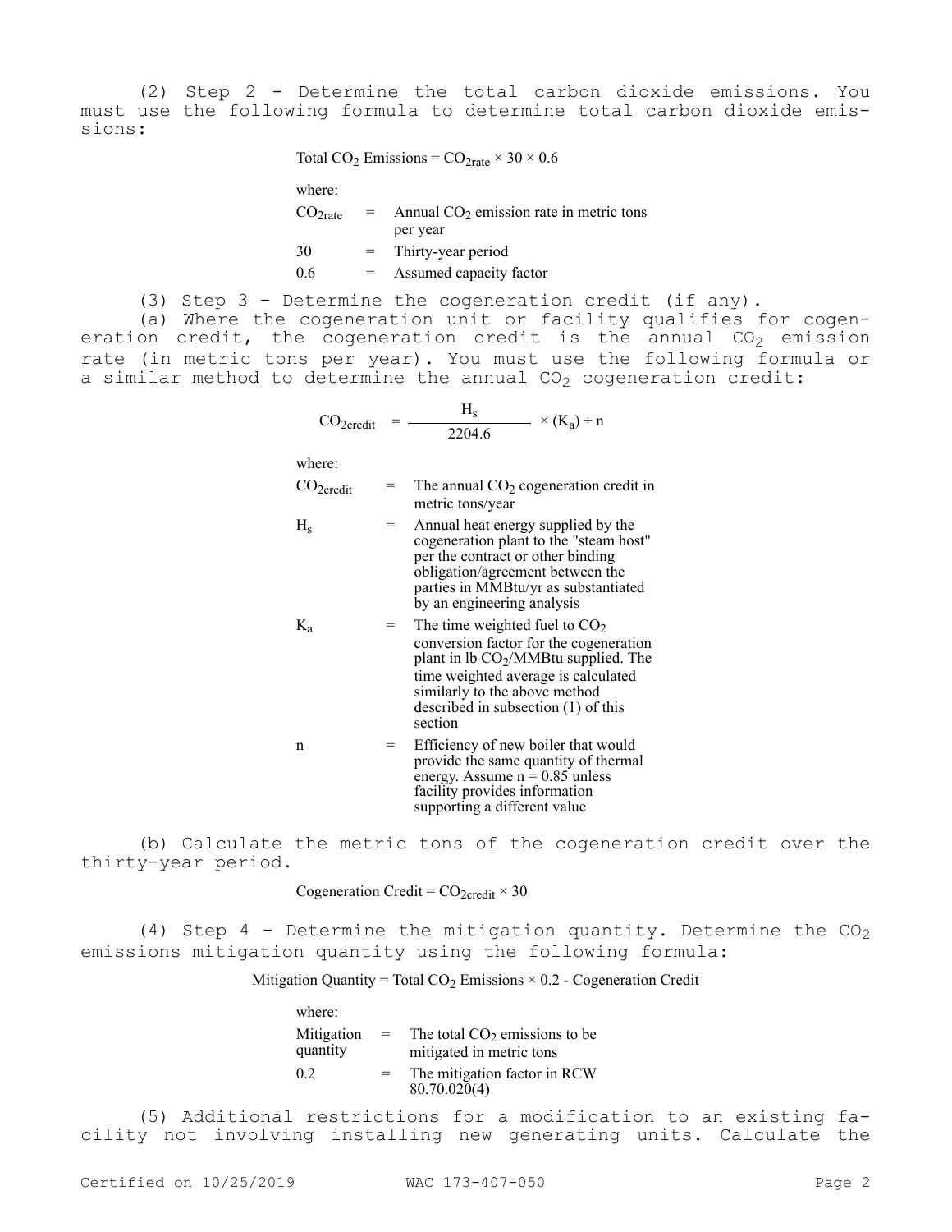(2) Step 2 - Determine the total carbon dioxide emissions. You must use the following formula to determine total carbon dioxide emissions:

$$\text{Total } CO_2 \text{ Emissions} = CO_{2rate} \times 30 \times 0.6$$

where:

| | | |
|---|---|---|
| $CO_{2rate}$ | = | Annual $CO_2$ emission rate in metric tons per year |
| 30 | = | Thirty-year period |
| 0.6 | = | Assumed capacity factor |

(3) Step 3 - Determine the cogeneration credit (if any).

(a) Where the cogeneration unit or facility qualifies for cogeneration credit, the cogeneration credit is the annual $CO_2$ emission rate (in metric tons per year). You must use the following formula or a similar method to determine the annual $CO_2$ cogeneration credit:

$$CO_{2credit} = \frac{H_s}{2204.6} \times (K_a) \div n$$

where:

| | | |
|---|---|---|
| $CO_{2credit}$ | = | The annual $CO_2$ cogeneration credit in metric tons/year |
| $H_s$ | = | Annual heat energy supplied by the cogeneration plant to the "steam host" per the contract or other binding obligation/agreement between the parties in MMBtu/yr as substantiated by an engineering analysis |
| $K_a$ | = | The time weighted fuel to $CO_2$ conversion factor for the cogeneration plant in lb $CO_2$/MMBtu supplied. The time weighted average is calculated similarly to the above method described in subsection (1) of this section |
| n | = | Efficiency of new boiler that would provide the same quantity of thermal energy. Assume n = 0.85 unless facility provides information supporting a different value |

(b) Calculate the metric tons of the cogeneration credit over the thirty-year period.

$$\text{Cogeneration Credit} = CO_{2credit} \times 30$$

(4) Step 4 - Determine the mitigation quantity. Determine the $CO_2$ emissions mitigation quantity using the following formula:

$$\text{Mitigation Quantity} = \text{Total } CO_2 \text{ Emissions} \times 0.2 - \text{Cogeneration Credit}$$

where:

| | | |
|---|---|---|
| Mitigation quantity | = | The total $CO_2$ emissions to be mitigated in metric tons |
| 0.2 | = | The mitigation factor in RCW 80.70.020(4) |

(5) Additional restrictions for a modification to an existing facility not involving installing new generating units. Calculate the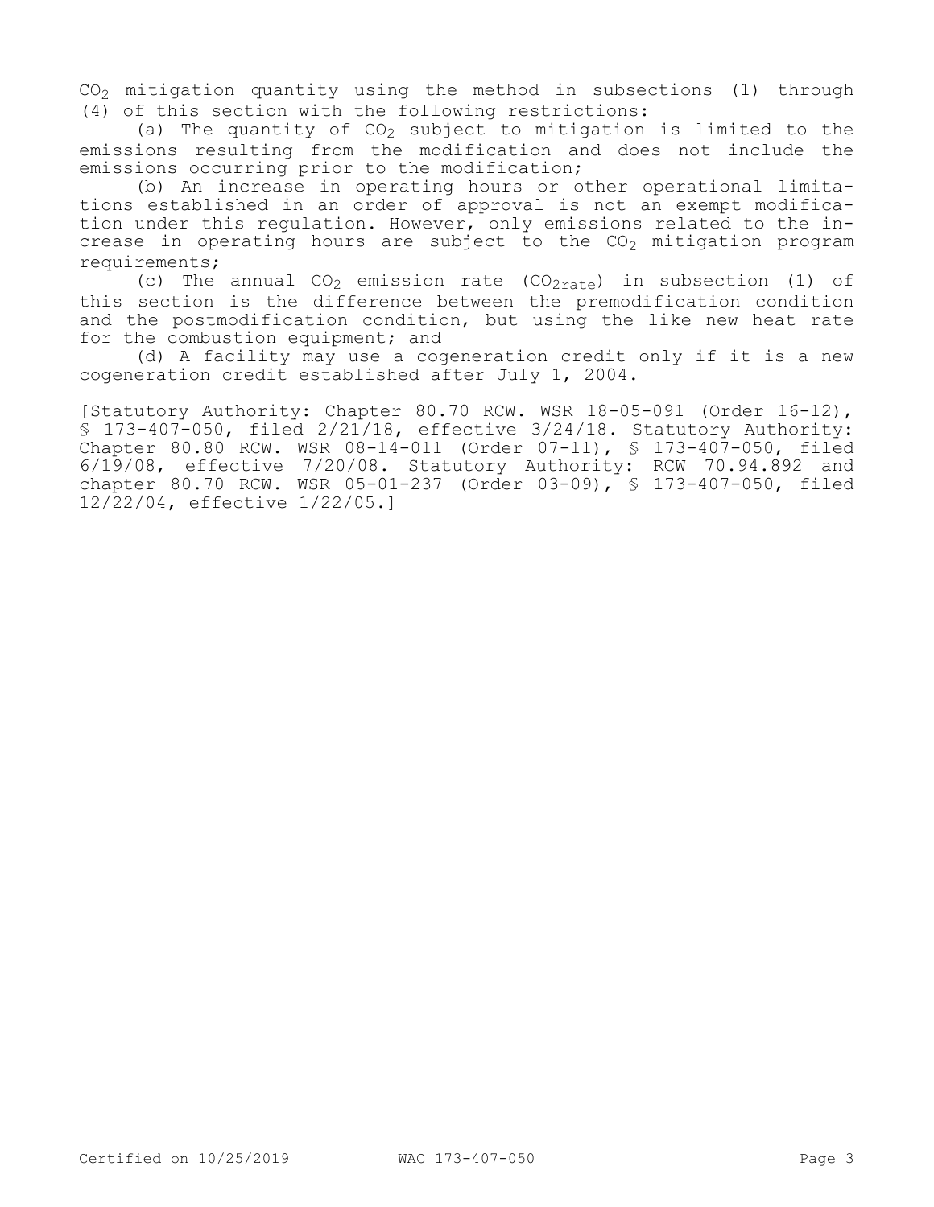$CO_2$ mitigation quantity using the method in subsections (1) through (4) of this section with the following restrictions:

(a) The quantity of $CO_2$ subject to mitigation is limited to the emissions resulting from the modification and does not include the emissions occurring prior to the modification;

(b) An increase in operating hours or other operational limitations established in an order of approval is not an exempt modification under this regulation. However, only emissions related to the increase in operating hours are subject to the $CO_2$ mitigation program requirements;

(c) The annual $CO_2$ emission rate ($CO_{2rate}$) in subsection (1) of this section is the difference between the premodification condition and the postmodification condition, but using the like new heat rate for the combustion equipment; and

(d) A facility may use a cogeneration credit only if it is a new cogeneration credit established after July 1, 2004.

[Statutory Authority: Chapter 80.70 RCW. WSR 18-05-091 (Order 16-12), § 173-407-050, filed 2/21/18, effective 3/24/18. Statutory Authority: Chapter 80.80 RCW. WSR 08-14-011 (Order 07-11), § 173-407-050, filed 6/19/08, effective 7/20/08. Statutory Authority: RCW 70.94.892 and chapter 80.70 RCW. WSR 05-01-237 (Order 03-09), § 173-407-050, filed 12/22/04, effective 1/22/05.]